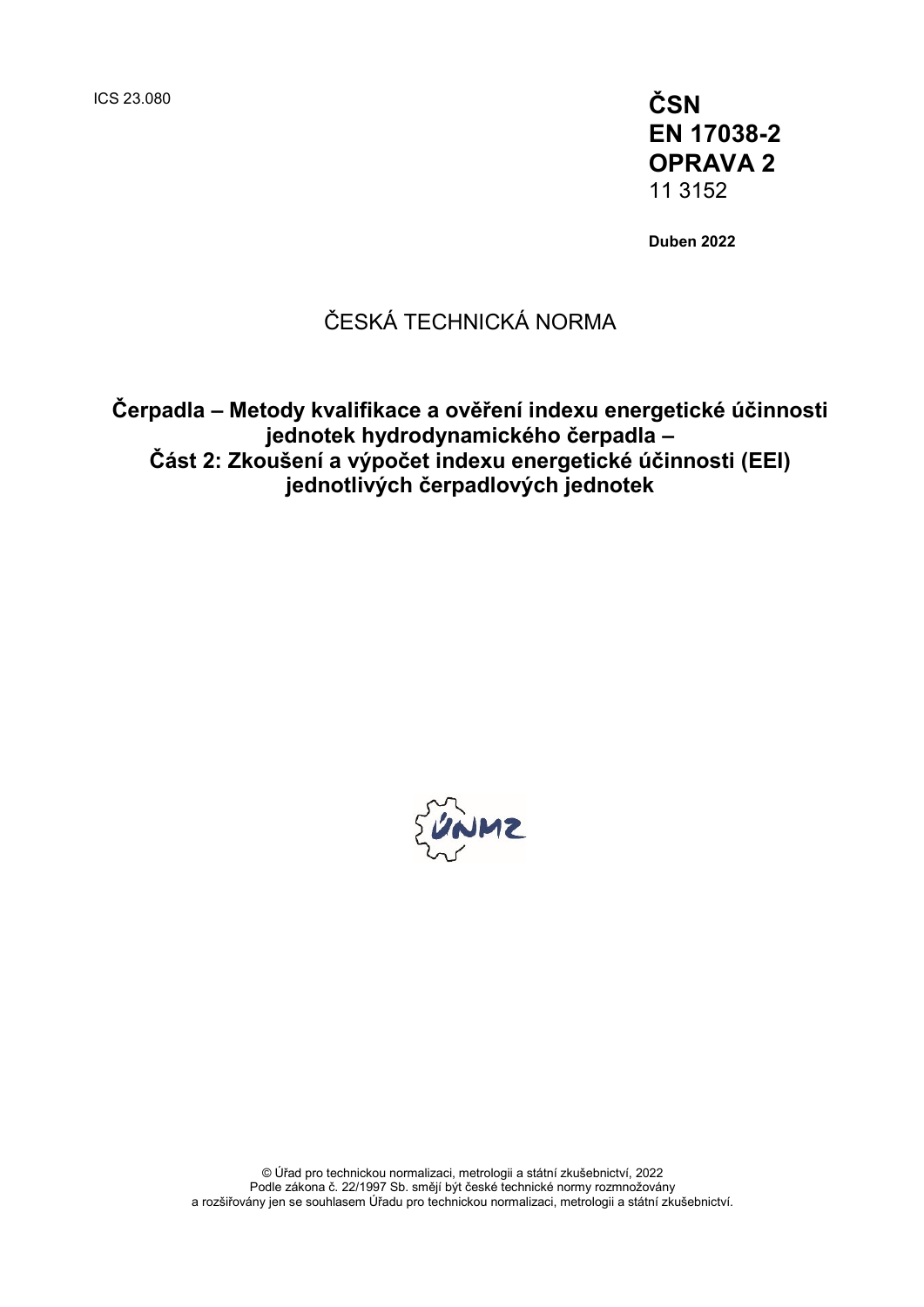ICS 23.080

**ČSN**
**EN 17038-2**
**OPRAVA 2**
11 3152

**Duben 2022**

ČESKÁ TECHNICKÁ NORMA

# Čerpadla – Metody kvalifikace a ověření indexu energetické účinnosti jednotek hydrodynamického čerpadla – Část 2: Zkoušení a výpočet indexu energetické účinnosti (EEI) jednotlivých čerpadlových jednotek

© Úřad pro technickou normalizaci, metrologii a státní zkušebnictví, 2022
Podle zákona č. 22/1997 Sb. smějí být české technické normy rozmnožovány a rozšiřovány jen se souhlasem Úřadu pro technickou normalizaci, metrologii a státní zkušebnictví.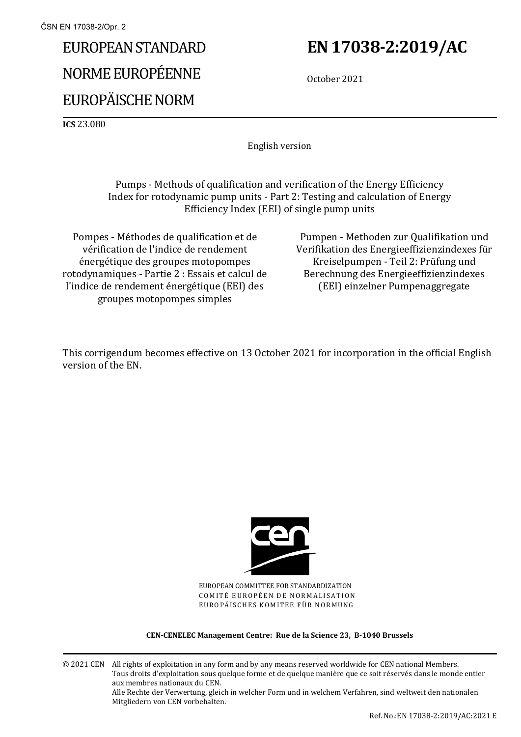EUROPEAN STANDARD

NORME EUROPÉENNE

EUROPÄISCHE NORM

# EN 17038-2:2019/AC

October 2021

**ICS** 23.080

English version

Pumps - Methods of qualification and verification of the Energy Efficiency Index for rotodynamic pump units - Part 2: Testing and calculation of Energy Efficiency Index (EEI) of single pump units

Pompes - Méthodes de qualification et de vérification de l'indice de rendement énergétique des groupes motopompes rotodynamiques - Partie 2 : Essais et calcul de l'indice de rendement énergétique (EEI) des groupes motopompes simples

Pumpen - Methoden zur Qualifikation und Verifikation des Energieeffizienzindexes für Kreiselpumpen - Teil 2: Prüfung und Berechnung des Energieeffizienzindexes (EEI) einzelner Pumpenaggregate

This corrigendum becomes effective on 13 October 2021 for incorporation in the official English version of the EN.

EUROPEAN COMMITTEE FOR STANDARDIZATION
COMITÉ EUROPÉEN DE NORMALISATION
EUROPÄISCHES KOMITEE FÜR NORMUNG

**CEN-CENELEC Management Centre: Rue de la Science 23, B-1040 Brussels**

© 2021 CEN All rights of exploitation in any form and by any means reserved worldwide for CEN national Members.
Tous droits d'exploitation sous quelque forme et de quelque manière que ce soit réservés dans le monde entier aux membres nationaux du CEN.
Alle Rechte der Verwertung, gleich in welcher Form und in welchem Verfahren, sind weltweit den nationalen Mitgliedern von CEN vorbehalten.

Ref. No.:EN 17038-2:2019/AC:2021 E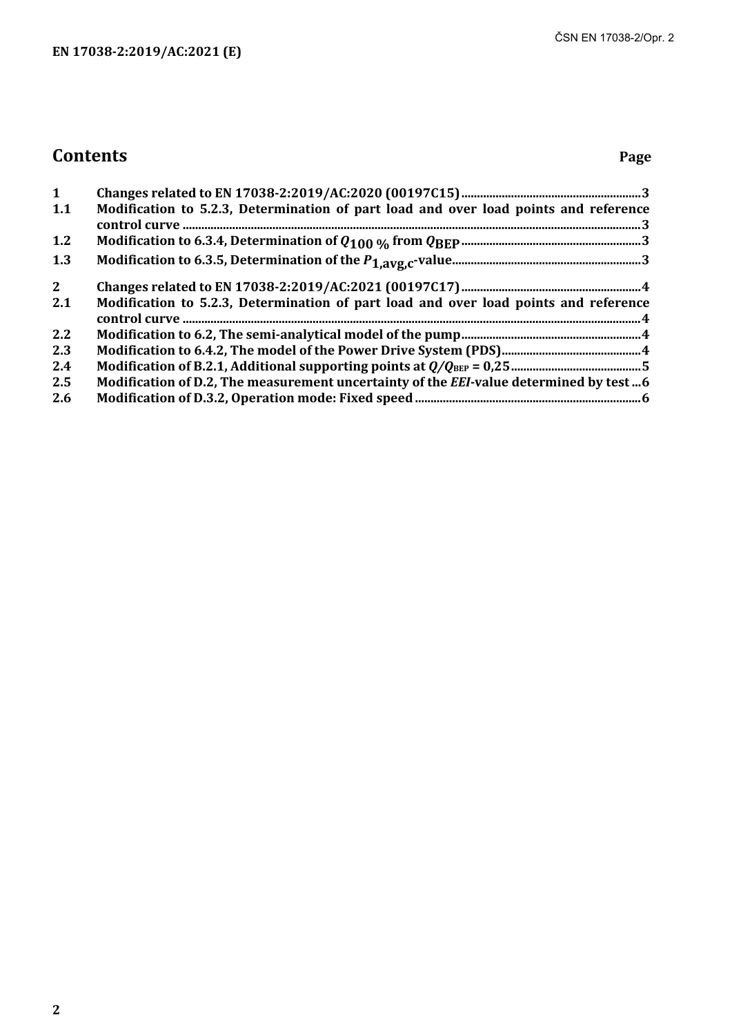# Contents

Page

| | | |
|---|---|---|
| 1 | Changes related to EN 17038-2:2019/AC:2020 (00197C15) | 3 |
| 1.1 | Modification to 5.2.3, Determination of part load and over load points and reference control curve | 3 |
| 1.2 | Modification to 6.3.4, Determination of $Q_{100\ \%}$ from $Q_{\text{BEP}}$ | 3 |
| 1.3 | Modification to 6.3.5, Determination of the $P_{1,\text{avg,c}}$-value | 3 |
| 2 | Changes related to EN 17038-2:2019/AC:2021 (00197C17) | 4 |
| 2.1 | Modification to 5.2.3, Determination of part load and over load points and reference control curve | 4 |
| 2.2 | Modification to 6.2, The semi-analytical model of the pump | 4 |
| 2.3 | Modification to 6.4.2, The model of the Power Drive System (PDS) | 4 |
| 2.4 | Modification of B.2.1, Additional supporting points at $Q/Q_{\text{BEP}} = 0{,}25$ | 5 |
| 2.5 | Modification of D.2, The measurement uncertainty of the *EEI*-value determined by test | 6 |
| 2.6 | Modification of D.3.2, Operation mode: Fixed speed | 6 |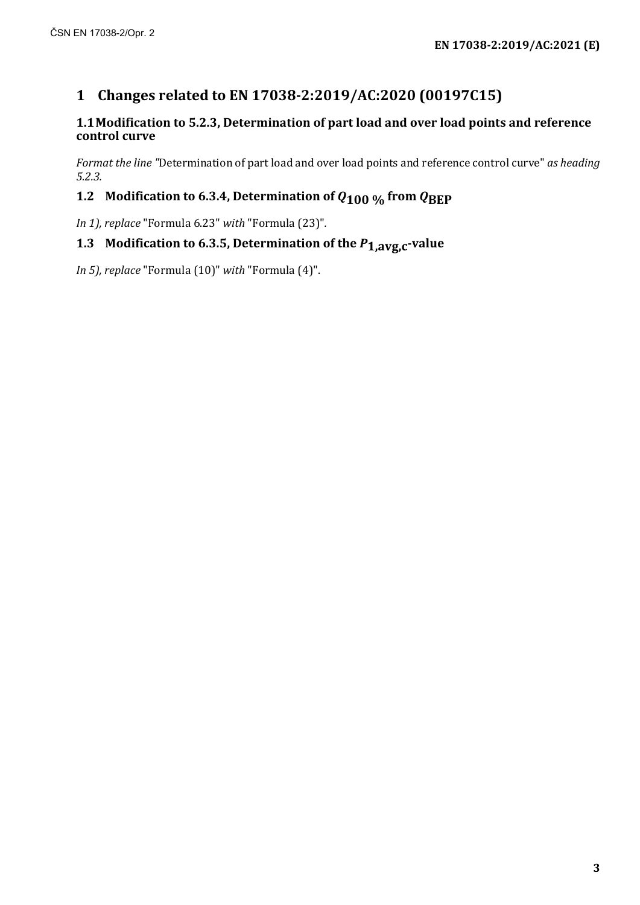# 1 Changes related to EN 17038-2:2019/AC:2020 (00197C15)

## 1.1 Modification to 5.2.3, Determination of part load and over load points and reference control curve

*Format the line "*Determination of part load and over load points and reference control curve" *as heading 5.2.3.*

## 1.2 Modification to 6.3.4, Determination of $Q_{100\ \%}$ from $Q_{BEP}$

*In 1), replace* "Formula 6.23" *with* "Formula (23)".

## 1.3 Modification to 6.3.5, Determination of the $P_{1,avg,c}$-value

*In 5), replace* "Formula (10)" *with* "Formula (4)".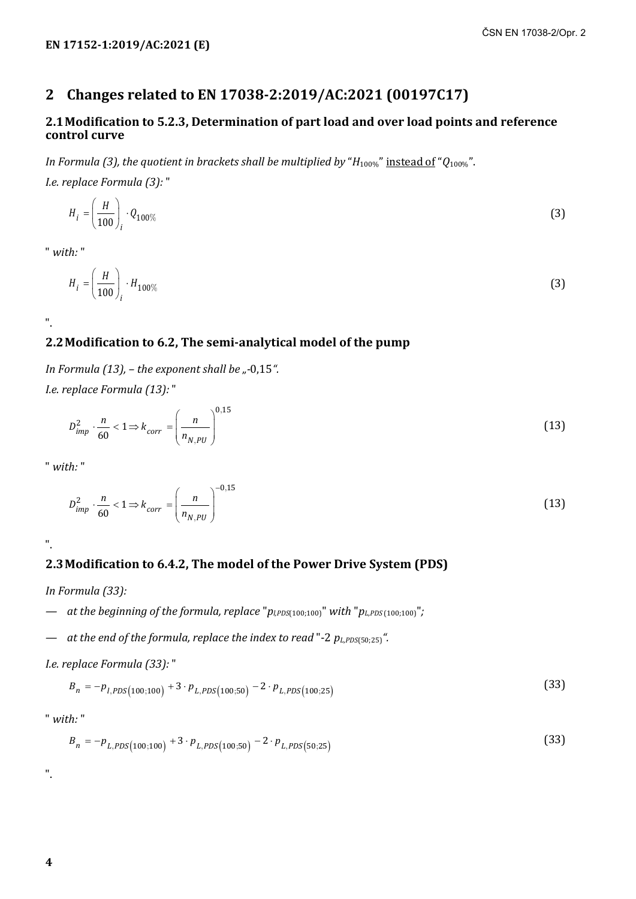## 2 Changes related to EN 17038-2:2019/AC:2021 (00197C17)

### 2.1 Modification to 5.2.3, Determination of part load and over load points and reference control curve

*In Formula (3), the quotient in brackets shall be multiplied by "$H_{100\%}$" instead of "$Q_{100\%}$".*

*I.e. replace Formula (3):* "

$$H_i = \left(\frac{H}{100}\right)_i \cdot Q_{100\%} \tag{3}$$

" *with:* "

$$H_i = \left(\frac{H}{100}\right)_i \cdot H_{100\%} \tag{3}$$

".

### 2.2 Modification to 6.2, The semi-analytical model of the pump

*In Formula (13), – the exponent shall be „-0,15".*

*I.e. replace Formula (13):* "

$$D_{imp}^2 \cdot \frac{n}{60} < 1 \Rightarrow k_{corr} = \left(\frac{n}{n_{N,PU}}\right)^{0,15} \tag{13}$$

" *with:* "

$$D_{imp}^2 \cdot \frac{n}{60} < 1 \Rightarrow k_{corr} = \left(\frac{n}{n_{N,PU}}\right)^{-0,15} \tag{13}$$

".

### 2.3 Modification to 6.4.2, The model of the Power Drive System (PDS)

*In Formula (33):*

— *at the beginning of the formula, replace* "$p_{l,PDS(100;100)}$" *with* "$p_{L,PDS(100;100)}$";

— *at the end of the formula, replace the index to read* "-2 $p_{L,PDS(50;25)}$".

*I.e. replace Formula (33):* "

$$B_n = -p_{l,PDS(100;100)} + 3 \cdot p_{L,PDS(100;50)} - 2 \cdot p_{L,PDS(100;25)} \tag{33}$$

" *with:* "

$$B_n = -p_{L,PDS(100;100)} + 3 \cdot p_{L,PDS(100;50)} - 2 \cdot p_{L,PDS(50;25)} \tag{33}$$

".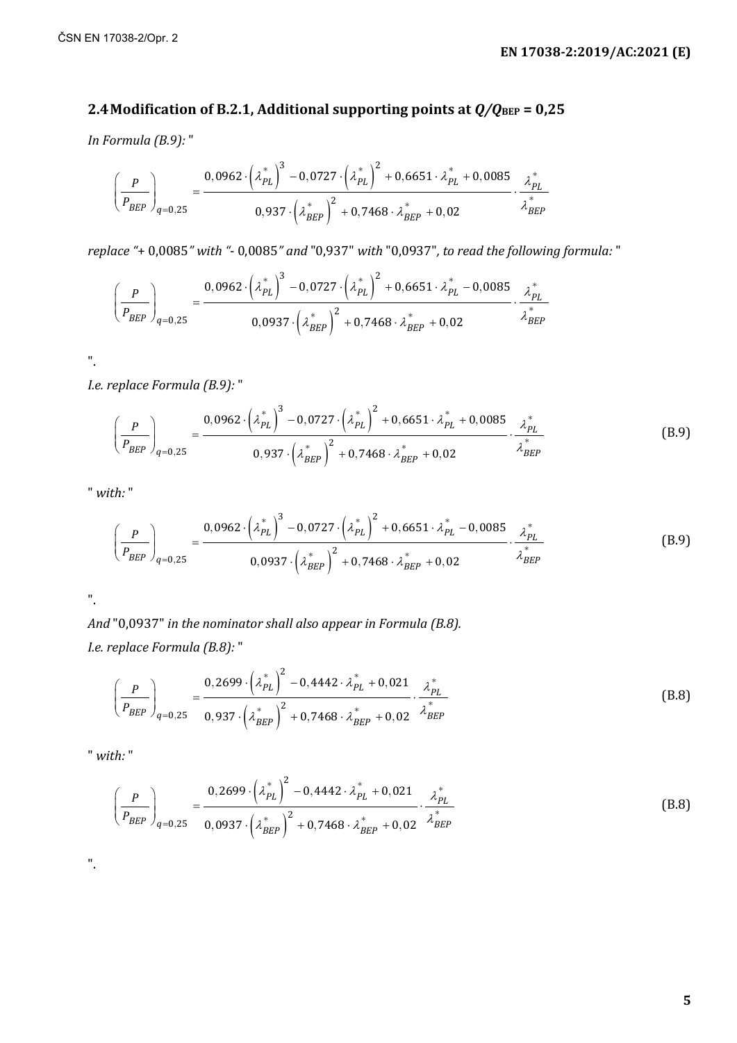## 2.4 Modification of B.2.1, Additional supporting points at $Q/Q_{BEP}$ = 0,25

*In Formula (B.9):* "

$$\left(\frac{P}{P_{BEP}}\right)_{q=0,25} = \frac{0,0962\cdot\left(\lambda_{PL}^{*}\right)^{3} - 0,0727\cdot\left(\lambda_{PL}^{*}\right)^{2} + 0,6651\cdot\lambda_{PL}^{*} + 0,0085}{0,937\cdot\left(\lambda_{BEP}^{*}\right)^{2} + 0,7468\cdot\lambda_{BEP}^{*} + 0,02}\cdot\frac{\lambda_{PL}^{*}}{\lambda_{BEP}^{*}}$$

*replace "*+ 0,0085*" with "*- 0,0085*" and* "0,937" *with* "0,0937"*, to read the following formula:* "

$$\left(\frac{P}{P_{BEP}}\right)_{q=0,25} = \frac{0,0962\cdot\left(\lambda_{PL}^{*}\right)^{3} - 0,0727\cdot\left(\lambda_{PL}^{*}\right)^{2} + 0,6651\cdot\lambda_{PL}^{*} - 0,0085}{0,0937\cdot\left(\lambda_{BEP}^{*}\right)^{2} + 0,7468\cdot\lambda_{BEP}^{*} + 0,02}\cdot\frac{\lambda_{PL}^{*}}{\lambda_{BEP}^{*}}$$

".

*I.e. replace Formula (B.9):* "

$$\left(\frac{P}{P_{BEP}}\right)_{q=0,25} = \frac{0,0962\cdot\left(\lambda_{PL}^{*}\right)^{3} - 0,0727\cdot\left(\lambda_{PL}^{*}\right)^{2} + 0,6651\cdot\lambda_{PL}^{*} + 0,0085}{0,937\cdot\left(\lambda_{BEP}^{*}\right)^{2} + 0,7468\cdot\lambda_{BEP}^{*} + 0,02}\cdot\frac{\lambda_{PL}^{*}}{\lambda_{BEP}^{*}} \quad \text{(B.9)}$$

" *with:* "

$$\left(\frac{P}{P_{BEP}}\right)_{q=0,25} = \frac{0,0962\cdot\left(\lambda_{PL}^{*}\right)^{3} - 0,0727\cdot\left(\lambda_{PL}^{*}\right)^{2} + 0,6651\cdot\lambda_{PL}^{*} - 0,0085}{0,0937\cdot\left(\lambda_{BEP}^{*}\right)^{2} + 0,7468\cdot\lambda_{BEP}^{*} + 0,02}\cdot\frac{\lambda_{PL}^{*}}{\lambda_{BEP}^{*}} \quad \text{(B.9)}$$

".

*And* "0,0937" *in the nominator shall also appear in Formula (B.8).*

*I.e. replace Formula (B.8):* "

$$\left(\frac{P}{P_{BEP}}\right)_{q=0,25} = \frac{0,2699\cdot\left(\lambda_{PL}^{*}\right)^{2} - 0,4442\cdot\lambda_{PL}^{*} + 0,021}{0,937\cdot\left(\lambda_{BEP}^{*}\right)^{2} + 0,7468\cdot\lambda_{BEP}^{*} + 0,02}\cdot\frac{\lambda_{PL}^{*}}{\lambda_{BEP}^{*}} \quad \text{(B.8)}$$

" *with:* "

$$\left(\frac{P}{P_{BEP}}\right)_{q=0,25} = \frac{0,2699\cdot\left(\lambda_{PL}^{*}\right)^{2} - 0,4442\cdot\lambda_{PL}^{*} + 0,021}{0,0937\cdot\left(\lambda_{BEP}^{*}\right)^{2} + 0,7468\cdot\lambda_{BEP}^{*} + 0,02}\cdot\frac{\lambda_{PL}^{*}}{\lambda_{BEP}^{*}} \quad \text{(B.8)}$$

".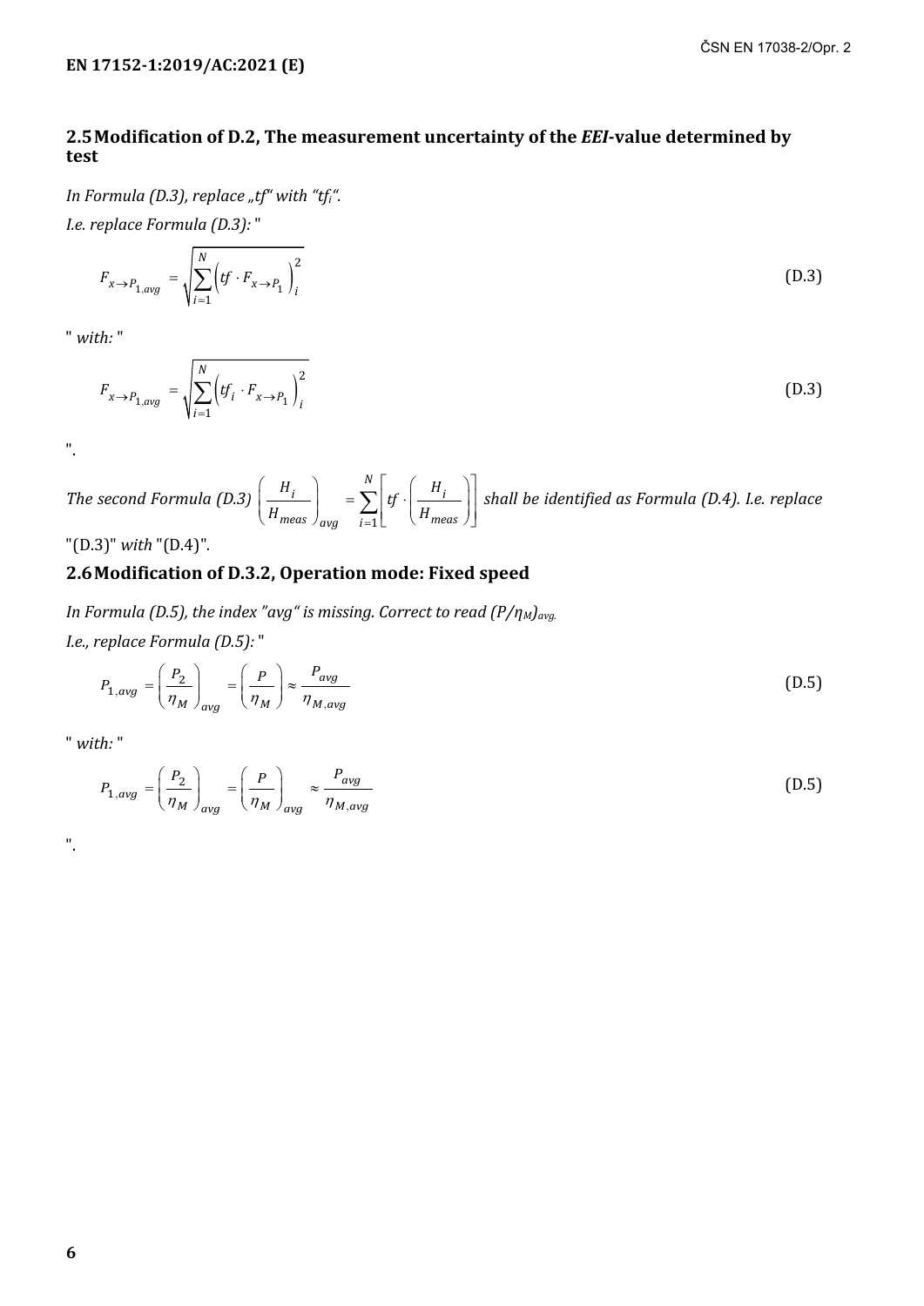## 2.5 Modification of D.2, The measurement uncertainty of the *EEI*-value determined by test

*In Formula (D.3), replace „tf" with "$tf_i$".*

*I.e. replace Formula (D.3):* "

$$F_{x \to P_{1,avg}} = \sqrt{\sum_{i=1}^{N} \left( tf \cdot F_{x \to P_1} \right)_i^2} \tag{D.3}$$

" *with:* "

$$F_{x \to P_{1,avg}} = \sqrt{\sum_{i=1}^{N} \left( tf_i \cdot F_{x \to P_1} \right)_i^2} \tag{D.3}$$

".

*The second Formula (D.3)* $\left( \frac{H_i}{H_{meas}} \right)_{avg} = \sum_{i=1}^{N} \left[ tf \cdot \left( \frac{H_i}{H_{meas}} \right) \right]$ *shall be identified as Formula (D.4). I.e. replace* "(D.3)" *with* "(D.4)".

## 2.6 Modification of D.3.2, Operation mode: Fixed speed

*In Formula (D.5), the index "avg" is missing. Correct to read $(P/\eta_M)_{avg}$.*

*I.e., replace Formula (D.5):* "

$$P_{1,avg} = \left( \frac{P_2}{\eta_M} \right)_{avg} = \left( \frac{P}{\eta_M} \right) \approx \frac{P_{avg}}{\eta_{M,avg}} \tag{D.5}$$

" *with:* "

$$P_{1,avg} = \left( \frac{P_2}{\eta_M} \right)_{avg} = \left( \frac{P}{\eta_M} \right)_{avg} \approx \frac{P_{avg}}{\eta_{M,avg}} \tag{D.5}$$

".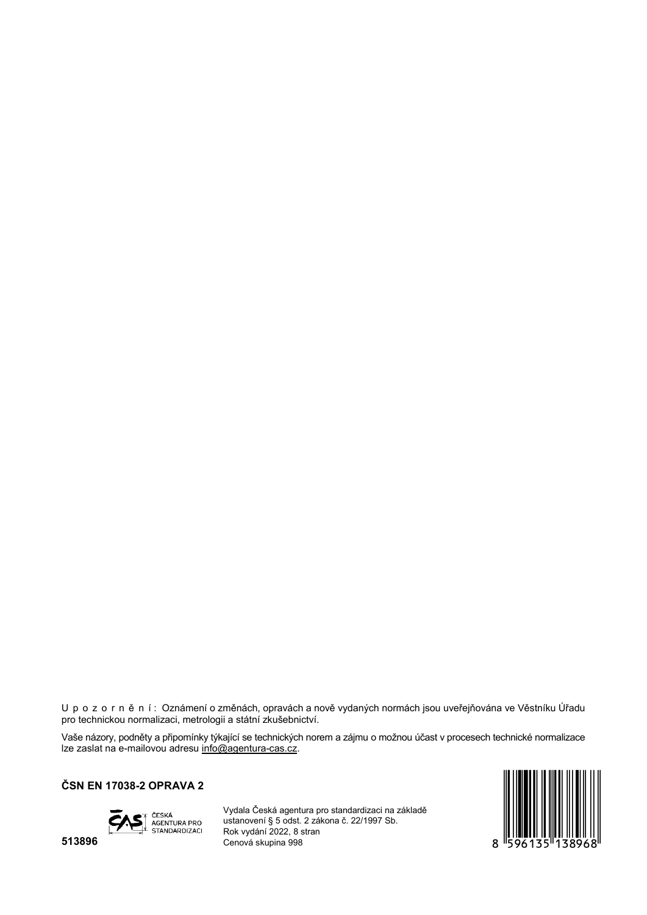U p o z o r n ě n í : Oznámení o změnách, opravách a nově vydaných normách jsou uveřejňována ve Věstníku Úřadu pro technickou normalizaci, metrologii a státní zkušebnictví.

Vaše názory, podněty a připomínky týkající se technických norem a zájmu o možnou účast v procesech technické normalizace lze zaslat na e-mailovou adresu info@agentura-cas.cz.

**ČSN EN 17038-2 OPRAVA 2**

ČESKÁ AGENTURA PRO STANDARDIZACI

**513896**

Vydala Česká agentura pro standardizaci na základě ustanovení § 5 odst. 2 zákona č. 22/1997 Sb.
Rok vydání 2022, 8 stran
Cenová skupina 998

8 596135 138968